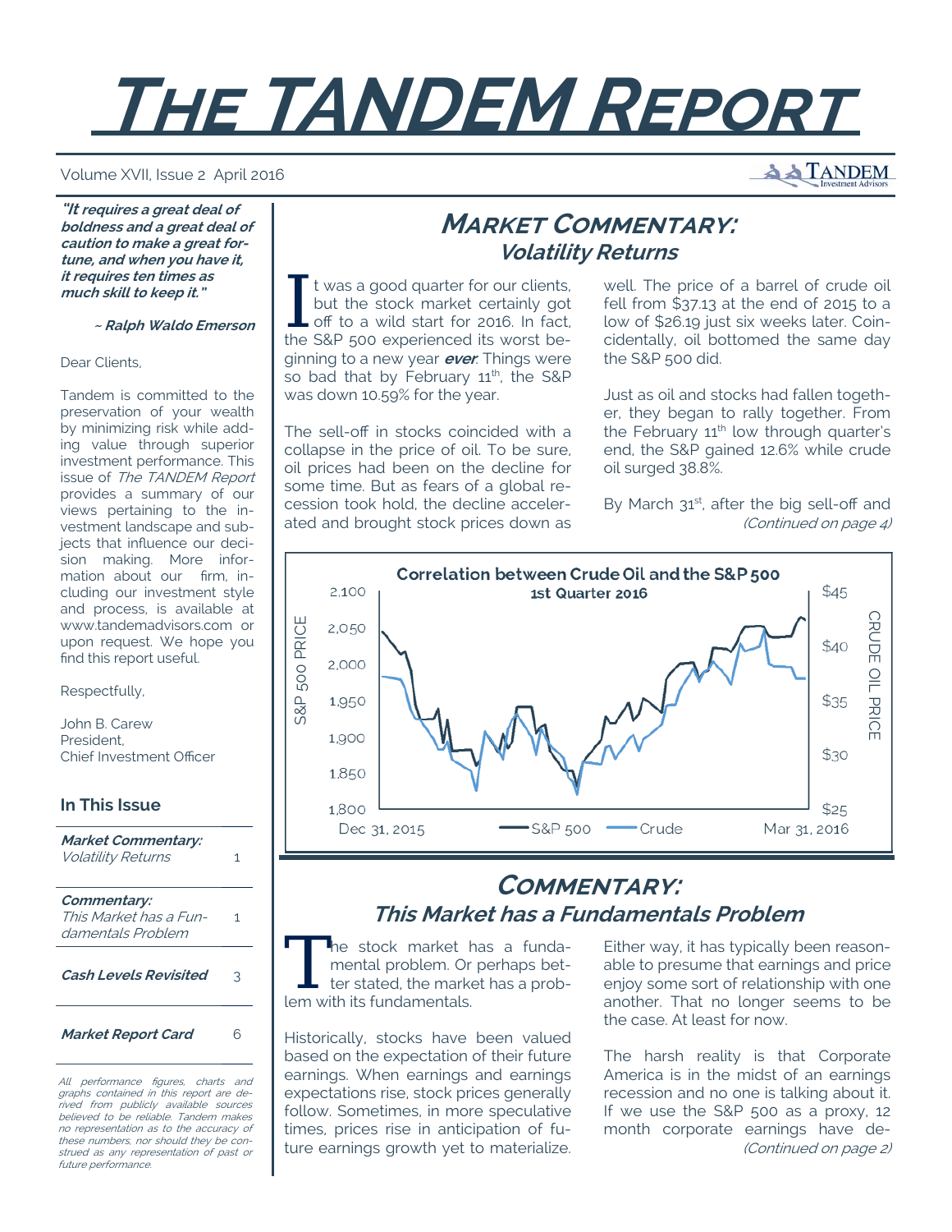# THE TANDEM REPORT

Volume XVII, Issue 2 April 2016

***"It requires a great deal of boldness and a great deal of caution to make a great fortune, and when you have it, it requires ten times as much skill to keep it."***

***~ Ralph Waldo Emerson***

Dear Clients,

Tandem is committed to the preservation of your wealth by minimizing risk while adding value through superior investment performance. This issue of *The TANDEM Report* provides a summary of our views pertaining to the investment landscape and subjects that influence our decision making. More information about our firm, including our investment style and process, is available at www.tandemadvisors.com or upon request. We hope you find this report useful.

Respectfully,

John B. Carew
President,
Chief Investment Officer

### In This Issue

| | |
|---|---|
| ***Market Commentary:*** *Volatility Returns* | 1 |
| ***Commentary:*** *This Market has a Fundamentals Problem* | 1 |
| ***Cash Levels Revisited*** | 3 |
| ***Market Report Card*** | 6 |

*All performance figures, charts and graphs contained in this report are derived from publicly available sources believed to be reliable. Tandem makes no representation as to the accuracy of these numbers, nor should they be construed as any representation of past or future performance.*

## MARKET COMMENTARY: *Volatility Returns*

It was a good quarter for our clients, but the stock market certainly got off to a wild start for 2016. In fact, the S&P 500 experienced its worst beginning to a new year ***ever***. Things were so bad that by February 11th, the S&P was down 10.59% for the year.

The sell-off in stocks coincided with a collapse in the price of oil. To be sure, oil prices had been on the decline for some time. But as fears of a global recession took hold, the decline accelerated and brought stock prices down as well. The price of a barrel of crude oil fell from $37.13 at the end of 2015 to a low of $26.19 just six weeks later. Coincidentally, oil bottomed the same day the S&P 500 did.

Just as oil and stocks had fallen together, they began to rally together. From the February 11th low through quarter's end, the S&P gained 12.6% while crude oil surged 38.8%.

By March 31st, after the big sell-off and *(Continued on page 4)*

**Correlation between Crude Oil and the S&P 500**
**1st Quarter 2016**

[Chart: S&P 500 Price (1,800–2,100, left axis) and Crude Oil Price ($25–$45, right axis), Dec 31, 2015 to Mar 31, 2016; series: S&P 500, Crude]

## COMMENTARY: *This Market has a Fundamentals Problem*

The stock market has a fundamental problem. Or perhaps better stated, the market has a problem with its fundamentals.

Historically, stocks have been valued based on the expectation of their future earnings. When earnings and earnings expectations rise, stock prices generally follow. Sometimes, in more speculative times, prices rise in anticipation of future earnings growth yet to materialize. Either way, it has typically been reasonable to presume that earnings and price enjoy some sort of relationship with one another. That no longer seems to be the case. At least for now.

The harsh reality is that Corporate America is in the midst of an earnings recession and no one is talking about it. If we use the S&P 500 as a proxy, 12 month corporate earnings have de- *(Continued on page 2)*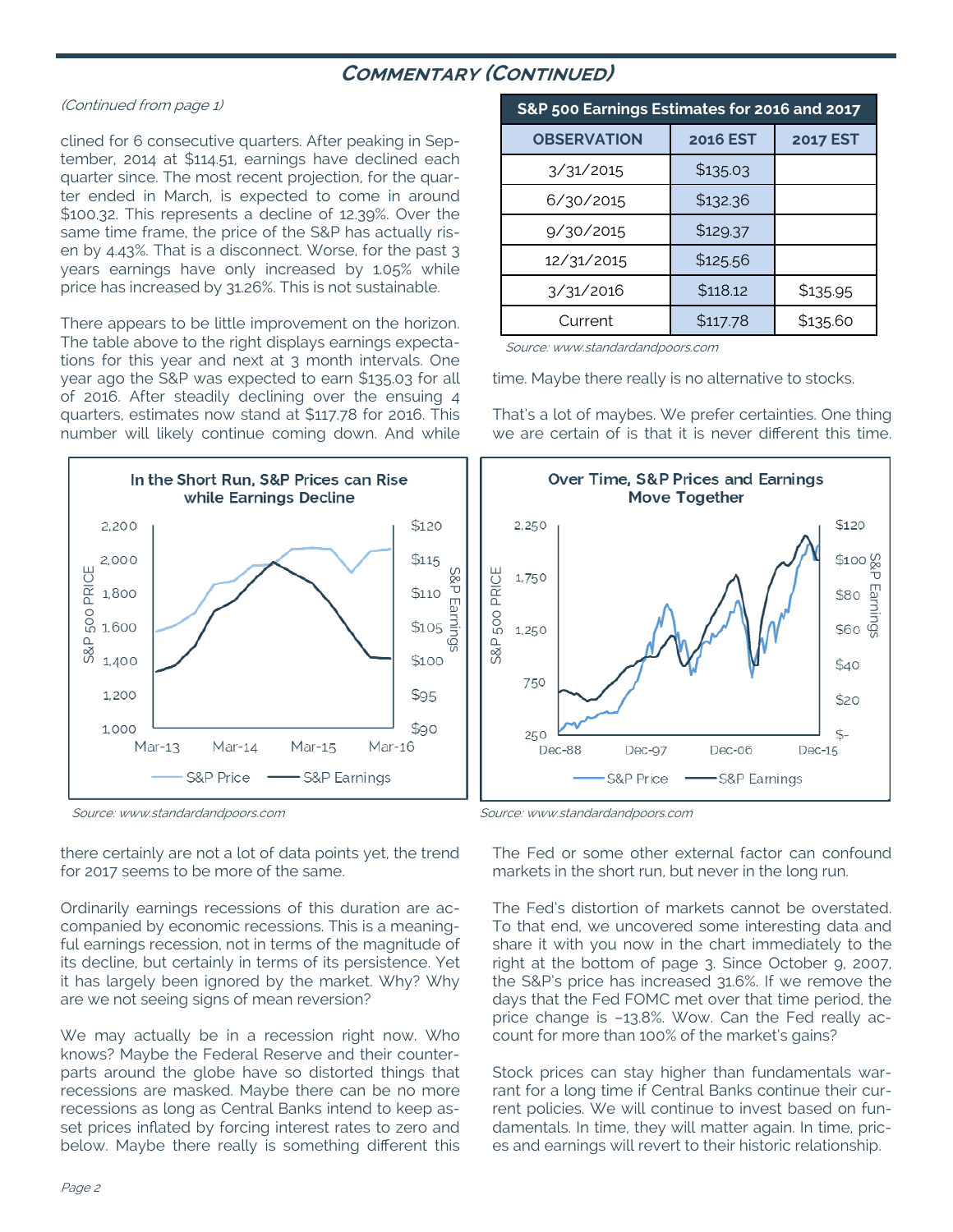## Commentary (Continued)

*(Continued from page 1)*

clined for 6 consecutive quarters. After peaking in September, 2014 at $114.51, earnings have declined each quarter since. The most recent projection, for the quarter ended in March, is expected to come in around $100.32. This represents a decline of 12.39%. Over the same time frame, the price of the S&P has actually risen by 4.43%. That is a disconnect. Worse, for the past 3 years earnings have only increased by 1.05% while price has increased by 31.26%. This is not sustainable.

There appears to be little improvement on the horizon. The table above to the right displays earnings expectations for this year and next at 3 month intervals. One year ago the S&P was expected to earn $135.03 for all of 2016. After steadily declining over the ensuing 4 quarters, estimates now stand at $117.78 for 2016. This number will likely continue coming down. And while there certainly are not a lot of data points yet, the trend for 2017 seems to be more of the same.

| S&P 500 Earnings Estimates for 2016 and 2017 | | |
|---|---|---|
| **OBSERVATION** | **2016 EST** | **2017 EST** |
| 3/31/2015 | $135.03 | |
| 6/30/2015 | $132.36 | |
| 9/30/2015 | $129.37 | |
| 12/31/2015 | $125.56 | |
| 3/31/2016 | $118.12 | $135.95 |
| Current | $117.78 | $135.60 |

*Source: www.standardandpoors.com*

**In the Short Run, S&P Prices can Rise while Earnings Decline**

*Source: www.standardandpoors.com*

**Over Time, S&P Prices and Earnings Move Together**

*Source: www.standardandpoors.com*

Ordinarily earnings recessions of this duration are accompanied by economic recessions. This is a meaningful earnings recession, not in terms of the magnitude of its decline, but certainly in terms of its persistence. Yet it has largely been ignored by the market. Why? Why are we not seeing signs of mean reversion?

We may actually be in a recession right now. Who knows? Maybe the Federal Reserve and their counterparts around the globe have so distorted things that recessions are masked. Maybe there can be no more recessions as long as Central Banks intend to keep asset prices inflated by forcing interest rates to zero and below. Maybe there really is something different this time. Maybe there really is no alternative to stocks.

That's a lot of maybes. We prefer certainties. One thing we are certain of is that it is never different this time. The Fed or some other external factor can confound markets in the short run, but never in the long run.

The Fed's distortion of markets cannot be overstated. To that end, we uncovered some interesting data and share it with you now in the chart immediately to the right at the bottom of page 3. Since October 9, 2007, the S&P's price has increased 31.6%. If we remove the days that the Fed FOMC met over that time period, the price change is –13.8%. Wow. Can the Fed really account for more than 100% of the market's gains?

Stock prices can stay higher than fundamentals warrant for a long time if Central Banks continue their current policies. We will continue to invest based on fundamentals. In time, they will matter again. In time, prices and earnings will revert to their historic relationship.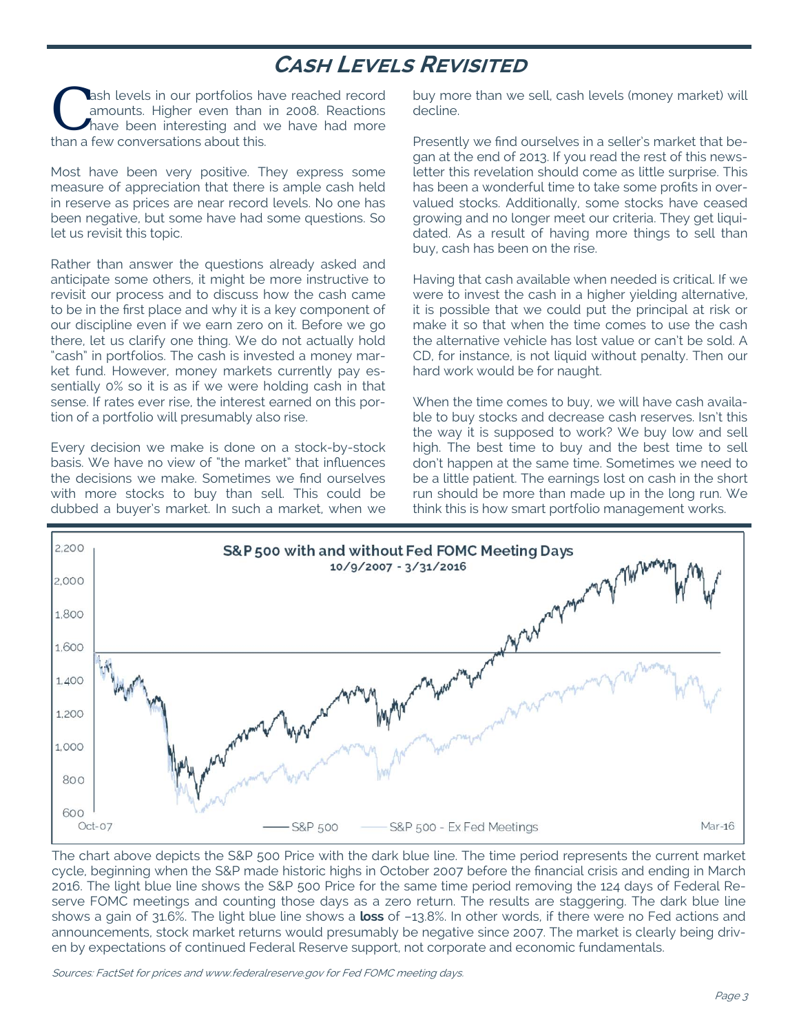## Cash Levels Revisited

Cash levels in our portfolios have reached record amounts. Higher even than in 2008. Reactions have been interesting and we have had more than a few conversations about this.

Most have been very positive. They express some measure of appreciation that there is ample cash held in reserve as prices are near record levels. No one has been negative, but some have had some questions. So let us revisit this topic.

Rather than answer the questions already asked and anticipate some others, it might be more instructive to revisit our process and to discuss how the cash came to be in the first place and why it is a key component of our discipline even if we earn zero on it. Before we go there, let us clarify one thing. We do not actually hold "cash" in portfolios. The cash is invested a money market fund. However, money markets currently pay essentially 0% so it is as if we were holding cash in that sense. If rates ever rise, the interest earned on this portion of a portfolio will presumably also rise.

Every decision we make is done on a stock-by-stock basis. We have no view of "the market" that influences the decisions we make. Sometimes we find ourselves with more stocks to buy than sell. This could be dubbed a buyer's market. In such a market, when we buy more than we sell, cash levels (money market) will decline.

Presently we find ourselves in a seller's market that began at the end of 2013. If you read the rest of this newsletter this revelation should come as little surprise. This has been a wonderful time to take some profits in overvalued stocks. Additionally, some stocks have ceased growing and no longer meet our criteria. They get liquidated. As a result of having more things to sell than buy, cash has been on the rise.

Having that cash available when needed is critical. If we were to invest the cash in a higher yielding alternative, it is possible that we could put the principal at risk or make it so that when the time comes to use the cash the alternative vehicle has lost value or can't be sold. A CD, for instance, is not liquid without penalty. Then our hard work would be for naught.

When the time comes to buy, we will have cash available to buy stocks and decrease cash reserves. Isn't this the way it is supposed to work? We buy low and sell high. The best time to buy and the best time to sell don't happen at the same time. Sometimes we need to be a little patient. The earnings lost on cash in the short run should be more than made up in the long run. We think this is how smart portfolio management works.

**S&P 500 with and without Fed FOMC Meeting Days**
10/9/2007 - 3/31/2016

The chart above depicts the S&P 500 Price with the dark blue line. The time period represents the current market cycle, beginning when the S&P made historic highs in October 2007 before the financial crisis and ending in March 2016. The light blue line shows the S&P 500 Price for the same time period removing the 124 days of Federal Reserve FOMC meetings and counting those days as a zero return. The results are staggering. The dark blue line shows a gain of 31.6%. The light blue line shows a **loss** of –13.8%. In other words, if there were no Fed actions and announcements, stock market returns would presumably be negative since 2007. The market is clearly being driven by expectations of continued Federal Reserve support, not corporate and economic fundamentals.

*Sources: FactSet for prices and www.federalreserve.gov for Fed FOMC meeting days.*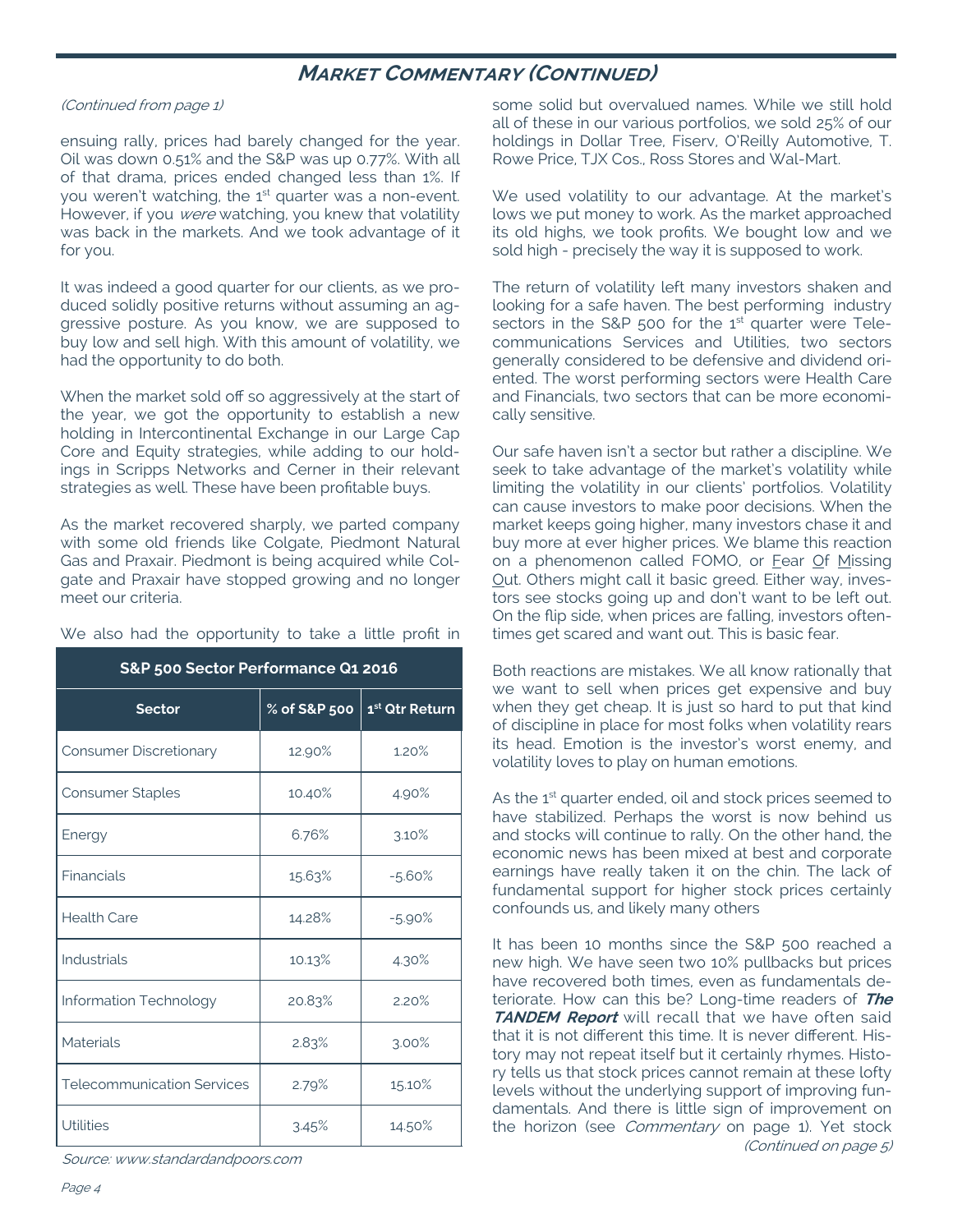## Market Commentary (Continued)

*(Continued from page 1)*

ensuing rally, prices had barely changed for the year. Oil was down 0.51% and the S&P was up 0.77%. With all of that drama, prices ended changed less than 1%. If you weren't watching, the 1st quarter was a non-event. However, if you *were* watching, you knew that volatility was back in the markets. And we took advantage of it for you.

It was indeed a good quarter for our clients, as we produced solidly positive returns without assuming an aggressive posture. As you know, we are supposed to buy low and sell high. With this amount of volatility, we had the opportunity to do both.

When the market sold off so aggressively at the start of the year, we got the opportunity to establish a new holding in Intercontinental Exchange in our Large Cap Core and Equity strategies, while adding to our holdings in Scripps Networks and Cerner in their relevant strategies as well. These have been profitable buys.

As the market recovered sharply, we parted company with some old friends like Colgate, Piedmont Natural Gas and Praxair. Piedmont is being acquired while Colgate and Praxair have stopped growing and no longer meet our criteria.

We also had the opportunity to take a little profit in some solid but overvalued names. While we still hold all of these in our various portfolios, we sold 25% of our holdings in Dollar Tree, Fiserv, O'Reilly Automotive, T. Rowe Price, TJX Cos., Ross Stores and Wal-Mart.

**S&P 500 Sector Performance Q1 2016**

| Sector | % of S&P 500 | 1st Qtr Return |
|---|---|---|
| Consumer Discretionary | 12.90% | 1.20% |
| Consumer Staples | 10.40% | 4.90% |
| Energy | 6.76% | 3.10% |
| Financials | 15.63% | -5.60% |
| Health Care | 14.28% | -5.90% |
| Industrials | 10.13% | 4.30% |
| Information Technology | 20.83% | 2.20% |
| Materials | 2.83% | 3.00% |
| Telecommunication Services | 2.79% | 15.10% |
| Utilities | 3.45% | 14.50% |

*Source: www.standardandpoors.com*

We used volatility to our advantage. At the market's lows we put money to work. As the market approached its old highs, we took profits. We bought low and we sold high - precisely the way it is supposed to work.

The return of volatility left many investors shaken and looking for a safe haven. The best performing industry sectors in the S&P 500 for the 1st quarter were Telecommunications Services and Utilities, two sectors generally considered to be defensive and dividend oriented. The worst performing sectors were Health Care and Financials, two sectors that can be more economically sensitive.

Our safe haven isn't a sector but rather a discipline. We seek to take advantage of the market's volatility while limiting the volatility in our clients' portfolios. Volatility can cause investors to make poor decisions. When the market keeps going higher, many investors chase it and buy more at ever higher prices. We blame this reaction on a phenomenon called FOMO, or Fear Of Missing Out. Others might call it basic greed. Either way, investors see stocks going up and don't want to be left out. On the flip side, when prices are falling, investors oftentimes get scared and want out. This is basic fear.

Both reactions are mistakes. We all know rationally that we want to sell when prices get expensive and buy when they get cheap. It is just so hard to put that kind of discipline in place for most folks when volatility rears its head. Emotion is the investor's worst enemy, and volatility loves to play on human emotions.

As the 1st quarter ended, oil and stock prices seemed to have stabilized. Perhaps the worst is now behind us and stocks will continue to rally. On the other hand, the economic news has been mixed at best and corporate earnings have really taken it on the chin. The lack of fundamental support for higher stock prices certainly confounds us, and likely many others

It has been 10 months since the S&P 500 reached a new high. We have seen two 10% pullbacks but prices have recovered both times, even as fundamentals deteriorate. How can this be? Long-time readers of ***The TANDEM Report*** will recall that we have often said that it is not different this time. It is never different. History may not repeat itself but it certainly rhymes. History tells us that stock prices cannot remain at these lofty levels without the underlying support of improving fundamentals. And there is little sign of improvement on the horizon (see *Commentary* on page 1). Yet stock

*(Continued on page 5)*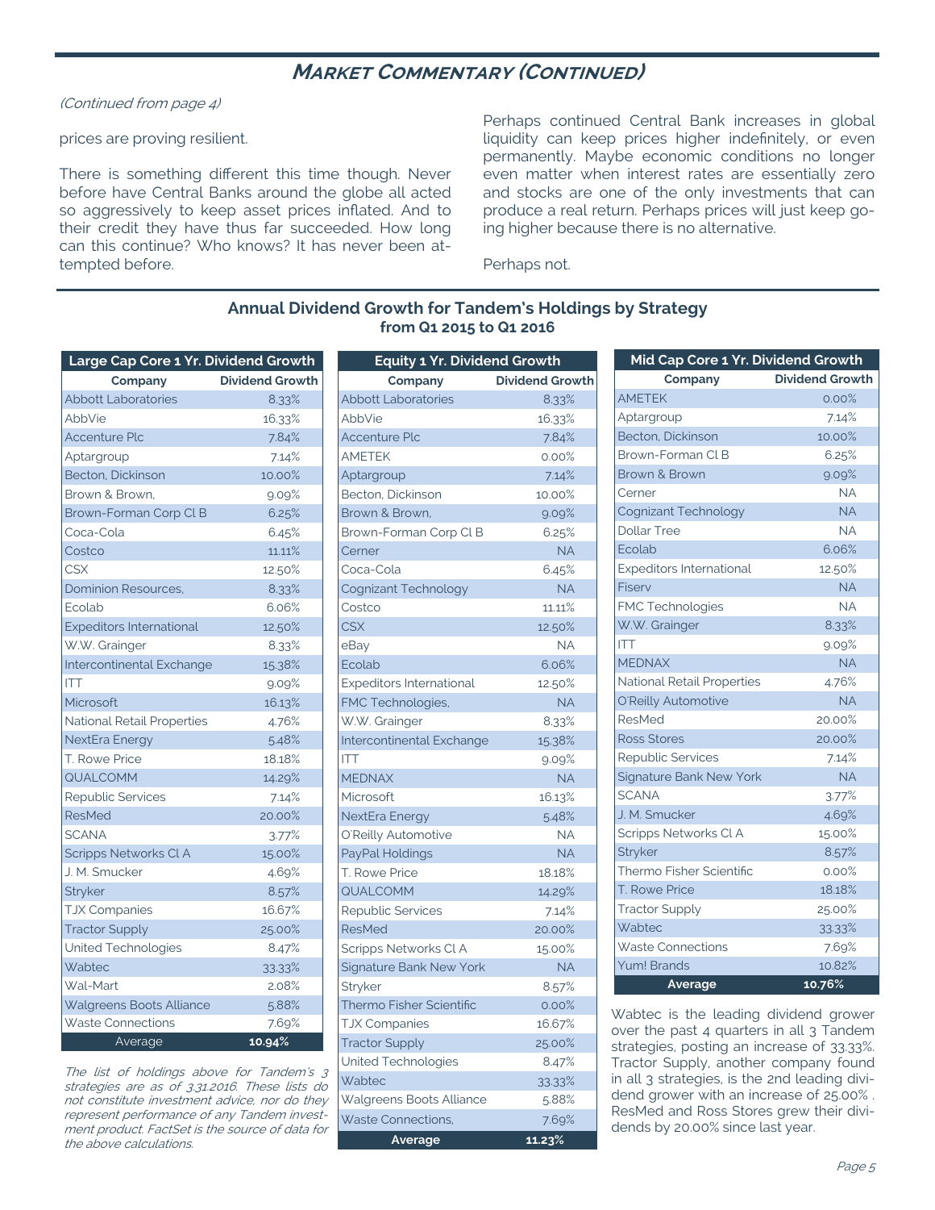## Market Commentary (Continued)

*(Continued from page 4)*

prices are proving resilient.

There is something different this time though. Never before have Central Banks around the globe all acted so aggressively to keep asset prices inflated. And to their credit they have thus far succeeded. How long can this continue? Who knows? It has never been attempted before.

Perhaps continued Central Bank increases in global liquidity can keep prices higher indefinitely, or even permanently. Maybe economic conditions no longer even matter when interest rates are essentially zero and stocks are one of the only investments that can produce a real return. Perhaps prices will just keep going higher because there is no alternative.

Perhaps not.

### Annual Dividend Growth for Tandem's Holdings by Strategy from Q1 2015 to Q1 2016

**Large Cap Core 1 Yr. Dividend Growth**

| Company | Dividend Growth |
|---|---|
| Abbott Laboratories | 8.33% |
| AbbVie | 16.33% |
| Accenture Plc | 7.84% |
| Aptargroup | 7.14% |
| Becton, Dickinson | 10.00% |
| Brown & Brown, | 9.09% |
| Brown-Forman Corp Cl B | 6.25% |
| Coca-Cola | 6.45% |
| Costco | 11.11% |
| CSX | 12.50% |
| Dominion Resources, | 8.33% |
| Ecolab | 6.06% |
| Expeditors International | 12.50% |
| W.W. Grainger | 8.33% |
| Intercontinental Exchange | 15.38% |
| ITT | 9.09% |
| Microsoft | 16.13% |
| National Retail Properties | 4.76% |
| NextEra Energy | 5.48% |
| T. Rowe Price | 18.18% |
| QUALCOMM | 14.29% |
| Republic Services | 7.14% |
| ResMed | 20.00% |
| SCANA | 3.77% |
| Scripps Networks Cl A | 15.00% |
| J. M. Smucker | 4.69% |
| Stryker | 8.57% |
| TJX Companies | 16.67% |
| Tractor Supply | 25.00% |
| United Technologies | 8.47% |
| Wabtec | 33.33% |
| Wal-Mart | 2.08% |
| Walgreens Boots Alliance | 5.88% |
| Waste Connections | 7.69% |
| Average | **10.94%** |

*The list of holdings above for Tandem's 3 strategies are as of 3.31.2016. These lists do not constitute investment advice, nor do they represent performance of any Tandem investment product. FactSet is the source of data for the above calculations.*

**Equity 1 Yr. Dividend Growth**

| Company | Dividend Growth |
|---|---|
| Abbott Laboratories | 8.33% |
| AbbVie | 16.33% |
| Accenture Plc | 7.84% |
| AMETEK | 0.00% |
| Aptargroup | 7.14% |
| Becton, Dickinson | 10.00% |
| Brown & Brown, | 9.09% |
| Brown-Forman Corp Cl B | 6.25% |
| Cerner | NA |
| Coca-Cola | 6.45% |
| Cognizant Technology | NA |
| Costco | 11.11% |
| CSX | 12.50% |
| eBay | NA |
| Ecolab | 6.06% |
| Expeditors International | 12.50% |
| FMC Technologies, | NA |
| W.W. Grainger | 8.33% |
| Intercontinental Exchange | 15.38% |
| ITT | 9.09% |
| MEDNAX | NA |
| Microsoft | 16.13% |
| NextEra Energy | 5.48% |
| O'Reilly Automotive | NA |
| PayPal Holdings | NA |
| T. Rowe Price | 18.18% |
| QUALCOMM | 14.29% |
| Republic Services | 7.14% |
| ResMed | 20.00% |
| Scripps Networks Cl A | 15.00% |
| Signature Bank New York | NA |
| Stryker | 8.57% |
| Thermo Fisher Scientific | 0.00% |
| TJX Companies | 16.67% |
| Tractor Supply | 25.00% |
| United Technologies | 8.47% |
| Wabtec | 33.33% |
| Walgreens Boots Alliance | 5.88% |
| Waste Connections, | 7.69% |
| **Average** | **11.23%** |

**Mid Cap Core 1 Yr. Dividend Growth**

| Company | Dividend Growth |
|---|---|
| AMETEK | 0.00% |
| Aptargroup | 7.14% |
| Becton, Dickinson | 10.00% |
| Brown-Forman Cl B | 6.25% |
| Brown & Brown | 9.09% |
| Cerner | NA |
| Cognizant Technology | NA |
| Dollar Tree | NA |
| Ecolab | 6.06% |
| Expeditors International | 12.50% |
| Fiserv | NA |
| FMC Technologies | NA |
| W.W. Grainger | 8.33% |
| ITT | 9.09% |
| MEDNAX | NA |
| National Retail Properties | 4.76% |
| O'Reilly Automotive | NA |
| ResMed | 20.00% |
| Ross Stores | 20.00% |
| Republic Services | 7.14% |
| Signature Bank New York | NA |
| SCANA | 3.77% |
| J. M. Smucker | 4.69% |
| Scripps Networks Cl A | 15.00% |
| Stryker | 8.57% |
| Thermo Fisher Scientific | 0.00% |
| T. Rowe Price | 18.18% |
| Tractor Supply | 25.00% |
| Wabtec | 33.33% |
| Waste Connections | 7.69% |
| Yum! Brands | 10.82% |
| **Average** | **10.76%** |

Wabtec is the leading dividend grower over the past 4 quarters in all 3 Tandem strategies, posting an increase of 33.33%. Tractor Supply, another company found in all 3 strategies, is the 2nd leading dividend grower with an increase of 25.00% . ResMed and Ross Stores grew their dividends by 20.00% since last year.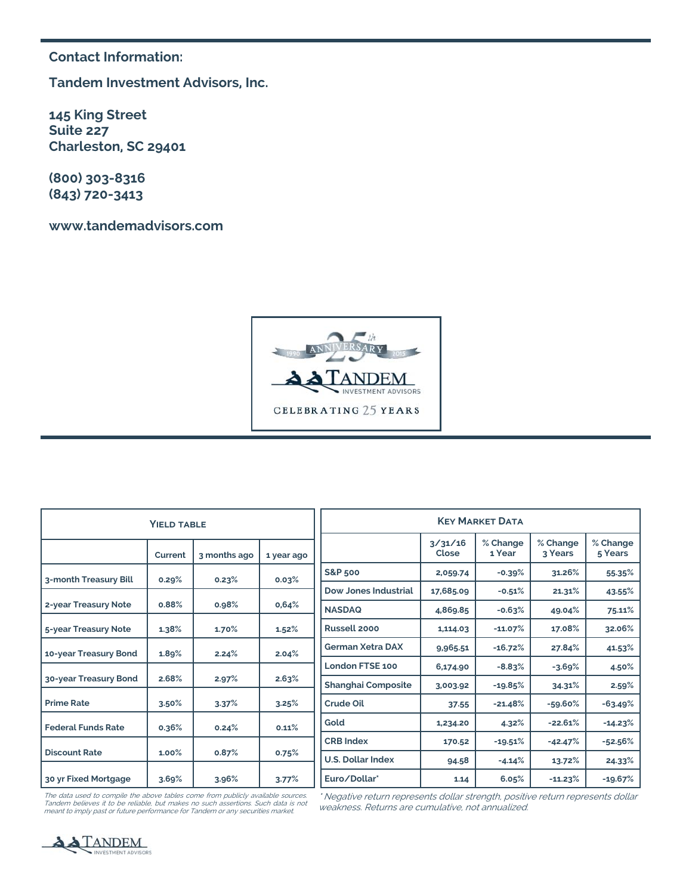**Contact Information:**

**Tandem Investment Advisors, Inc.**

**145 King Street**
**Suite 227**
**Charleston, SC 29401**

**(800) 303-8316**
**(843) 720-3413**

**www.tandemadvisors.com**

ANNIVERSARY 1990 25th 2015

TANDEM INVESTMENT ADVISORS

CELEBRATING 25 YEARS

| Yield Table | | | |
|---|---|---|---|
| | Current | 3 months ago | 1 year ago |
| 3-month Treasury Bill | 0.29% | 0.23% | 0.03% |
| 2-year Treasury Note | 0.88% | 0.98% | 0,64% |
| 5-year Treasury Note | 1.38% | 1.70% | 1.52% |
| 10-year Treasury Bond | 1.89% | 2.24% | 2.04% |
| 30-year Treasury Bond | 2.68% | 2.97% | 2.63% |
| Prime Rate | 3.50% | 3.37% | 3.25% |
| Federal Funds Rate | 0.36% | 0.24% | 0.11% |
| Discount Rate | 1.00% | 0.87% | 0.75% |
| 30 yr Fixed Mortgage | 3.69% | 3.96% | 3.77% |

*The data used to compile the above tables come from publicly available sources. Tandem believes it to be reliable, but makes no such assertions. Such data is not meant to imply past or future performance for Tandem or any securities market.*

| Key Market Data | | | | |
|---|---|---|---|---|
| | 3/31/16 Close | % Change 1 Year | % Change 3 Years | % Change 5 Years |
| S&P 500 | 2,059.74 | -0.39% | 31.26% | 55.35% |
| Dow Jones Industrial | 17,685.09 | -0.51% | 21.31% | 43.55% |
| NASDAQ | 4,869.85 | -0.63% | 49.04% | 75.11% |
| Russell 2000 | 1,114.03 | -11.07% | 17.08% | 32.06% |
| German Xetra DAX | 9,965.51 | -16.72% | 27.84% | 41.53% |
| London FTSE 100 | 6,174.90 | -8.83% | -3.69% | 4.50% |
| Shanghai Composite | 3,003.92 | -19.85% | 34.31% | 2.59% |
| Crude Oil | 37.55 | -21.48% | -59.60% | -63.49% |
| Gold | 1,234.20 | 4.32% | -22.61% | -14.23% |
| CRB Index | 170.52 | -19.51% | -42.47% | -52.56% |
| U.S. Dollar Index | 94.58 | -4.14% | 13.72% | 24.33% |
| Euro/Dollar* | 1.14 | 6.05% | -11.23% | -19.67% |

*\* Negative return represents dollar strength, positive return represents dollar weakness. Returns are cumulative, not annualized.*